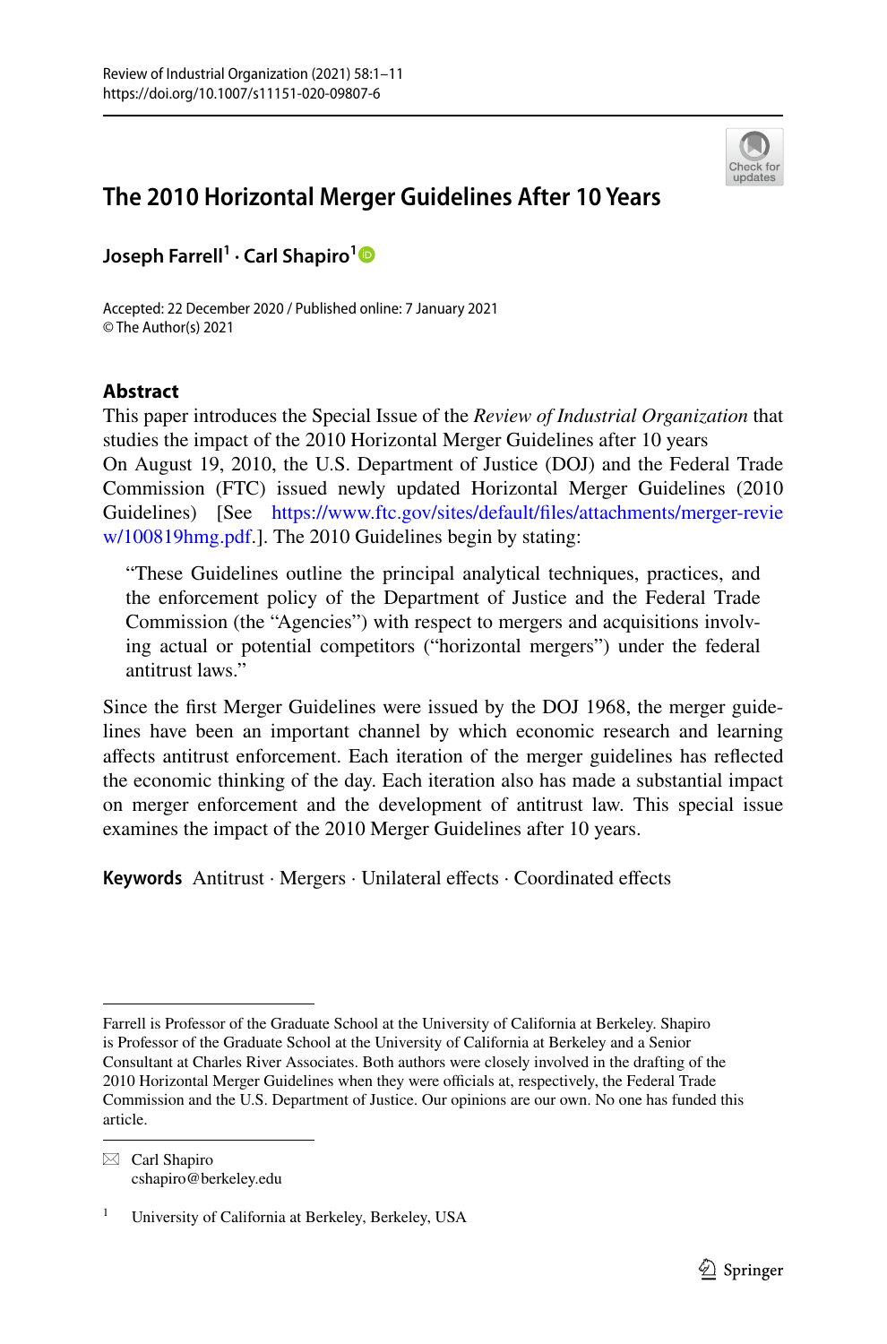# The 2010 Horizontal Merger Guidelines After 10 Years

**Joseph Farrell[1] · Carl Shapiro[1]**

Accepted: 22 December 2020 / Published online: 7 January 2021
© The Author(s) 2021

## Abstract

This paper introduces the Special Issue of the *Review of Industrial Organization* that studies the impact of the 2010 Horizontal Merger Guidelines after 10 years
On August 19, 2010, the U.S. Department of Justice (DOJ) and the Federal Trade Commission (FTC) issued newly updated Horizontal Merger Guidelines (2010 Guidelines) [See https://www.ftc.gov/sites/default/files/attachments/merger-review/100819hmg.pdf.]. The 2010 Guidelines begin by stating:

> "These Guidelines outline the principal analytical techniques, practices, and the enforcement policy of the Department of Justice and the Federal Trade Commission (the "Agencies") with respect to mergers and acquisitions involving actual or potential competitors ("horizontal mergers") under the federal antitrust laws."

Since the first Merger Guidelines were issued by the DOJ 1968, the merger guidelines have been an important channel by which economic research and learning affects antitrust enforcement. Each iteration of the merger guidelines has reflected the economic thinking of the day. Each iteration also has made a substantial impact on merger enforcement and the development of antitrust law. This special issue examines the impact of the 2010 Merger Guidelines after 10 years.

**Keywords** Antitrust · Mergers · Unilateral effects · Coordinated effects

---

Farrell is Professor of the Graduate School at the University of California at Berkeley. Shapiro is Professor of the Graduate School at the University of California at Berkeley and a Senior Consultant at Charles River Associates. Both authors were closely involved in the drafting of the 2010 Horizontal Merger Guidelines when they were officials at, respectively, the Federal Trade Commission and the U.S. Department of Justice. Our opinions are our own. No one has funded this article.

✉ Carl Shapiro
cshapiro@berkeley.edu

[1] University of California at Berkeley, Berkeley, USA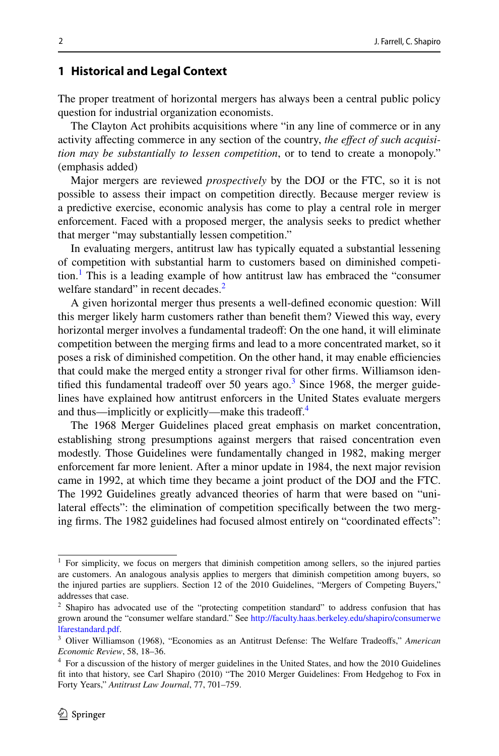## 1 Historical and Legal Context

The proper treatment of horizontal mergers has always been a central public policy question for industrial organization economists.

The Clayton Act prohibits acquisitions where "in any line of commerce or in any activity affecting commerce in any section of the country, *the effect of such acquisition may be substantially to lessen competition*, or to tend to create a monopoly." (emphasis added)

Major mergers are reviewed *prospectively* by the DOJ or the FTC, so it is not possible to assess their impact on competition directly. Because merger review is a predictive exercise, economic analysis has come to play a central role in merger enforcement. Faced with a proposed merger, the analysis seeks to predict whether that merger "may substantially lessen competition."

In evaluating mergers, antitrust law has typically equated a substantial lessening of competition with substantial harm to customers based on diminished competition.[1] This is a leading example of how antitrust law has embraced the "consumer welfare standard" in recent decades.[2]

A given horizontal merger thus presents a well-defined economic question: Will this merger likely harm customers rather than benefit them? Viewed this way, every horizontal merger involves a fundamental tradeoff: On the one hand, it will eliminate competition between the merging firms and lead to a more concentrated market, so it poses a risk of diminished competition. On the other hand, it may enable efficiencies that could make the merged entity a stronger rival for other firms. Williamson identified this fundamental tradeoff over 50 years ago.[3] Since 1968, the merger guidelines have explained how antitrust enforcers in the United States evaluate mergers and thus—implicitly or explicitly—make this tradeoff.[4]

The 1968 Merger Guidelines placed great emphasis on market concentration, establishing strong presumptions against mergers that raised concentration even modestly. Those Guidelines were fundamentally changed in 1982, making merger enforcement far more lenient. After a minor update in 1984, the next major revision came in 1992, at which time they became a joint product of the DOJ and the FTC. The 1992 Guidelines greatly advanced theories of harm that were based on "unilateral effects": the elimination of competition specifically between the two merging firms. The 1982 guidelines had focused almost entirely on "coordinated effects":

---

[1] For simplicity, we focus on mergers that diminish competition among sellers, so the injured parties are customers. An analogous analysis applies to mergers that diminish competition among buyers, so the injured parties are suppliers. Section 12 of the 2010 Guidelines, "Mergers of Competing Buyers," addresses that case.

[2] Shapiro has advocated use of the "protecting competition standard" to address confusion that has grown around the "consumer welfare standard." See http://faculty.haas.berkeley.edu/shapiro/consumerwelfarestandard.pdf.

[3] Oliver Williamson (1968), "Economies as an Antitrust Defense: The Welfare Tradeoffs," *American Economic Review*, 58, 18–36.

[4] For a discussion of the history of merger guidelines in the United States, and how the 2010 Guidelines fit into that history, see Carl Shapiro (2010) "The 2010 Merger Guidelines: From Hedgehog to Fox in Forty Years," *Antitrust Law Journal*, 77, 701–759.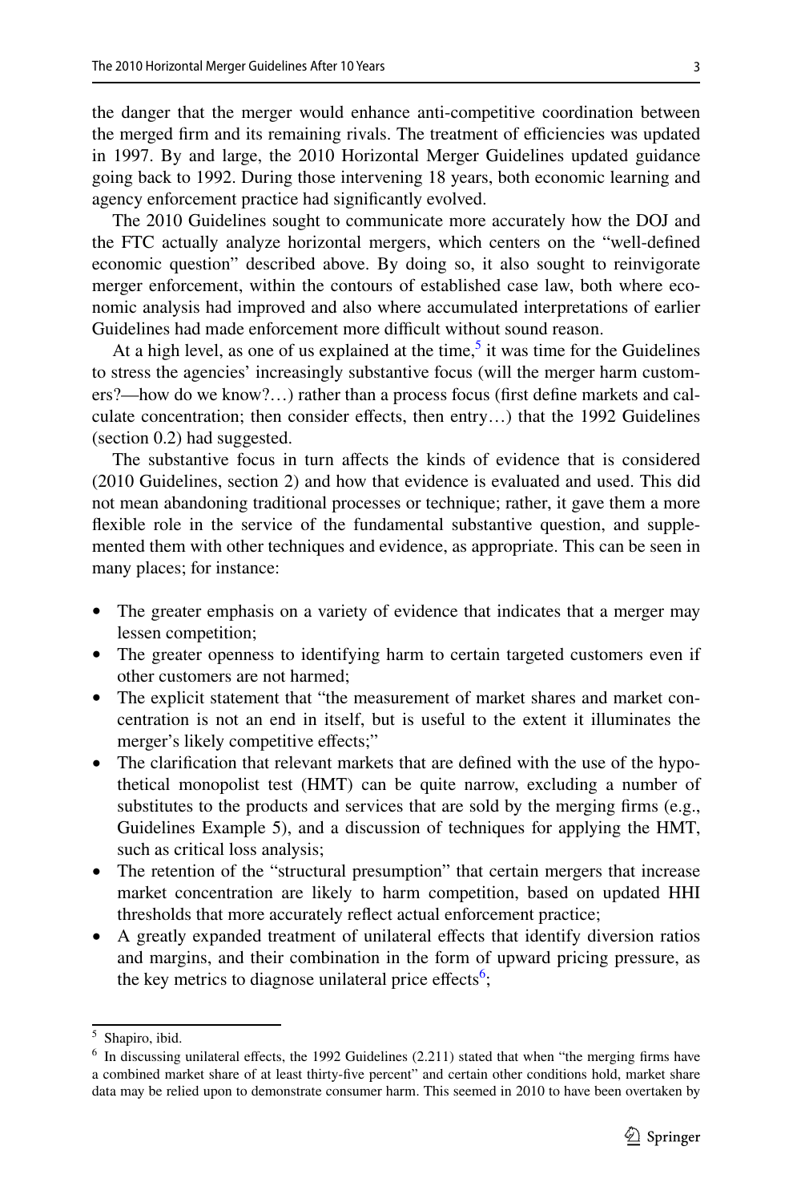the danger that the merger would enhance anti-competitive coordination between the merged firm and its remaining rivals. The treatment of efficiencies was updated in 1997. By and large, the 2010 Horizontal Merger Guidelines updated guidance going back to 1992. During those intervening 18 years, both economic learning and agency enforcement practice had significantly evolved.

The 2010 Guidelines sought to communicate more accurately how the DOJ and the FTC actually analyze horizontal mergers, which centers on the "well-defined economic question" described above. By doing so, it also sought to reinvigorate merger enforcement, within the contours of established case law, both where economic analysis had improved and also where accumulated interpretations of earlier Guidelines had made enforcement more difficult without sound reason.

At a high level, as one of us explained at the time,[5] it was time for the Guidelines to stress the agencies' increasingly substantive focus (will the merger harm customers?—how do we know?…) rather than a process focus (first define markets and calculate concentration; then consider effects, then entry…) that the 1992 Guidelines (section 0.2) had suggested.

The substantive focus in turn affects the kinds of evidence that is considered (2010 Guidelines, section 2) and how that evidence is evaluated and used. This did not mean abandoning traditional processes or technique; rather, it gave them a more flexible role in the service of the fundamental substantive question, and supplemented them with other techniques and evidence, as appropriate. This can be seen in many places; for instance:

- The greater emphasis on a variety of evidence that indicates that a merger may lessen competition;
- The greater openness to identifying harm to certain targeted customers even if other customers are not harmed;
- The explicit statement that "the measurement of market shares and market concentration is not an end in itself, but is useful to the extent it illuminates the merger's likely competitive effects;"
- The clarification that relevant markets that are defined with the use of the hypothetical monopolist test (HMT) can be quite narrow, excluding a number of substitutes to the products and services that are sold by the merging firms (e.g., Guidelines Example 5), and a discussion of techniques for applying the HMT, such as critical loss analysis;
- The retention of the "structural presumption" that certain mergers that increase market concentration are likely to harm competition, based on updated HHI thresholds that more accurately reflect actual enforcement practice;
- A greatly expanded treatment of unilateral effects that identify diversion ratios and margins, and their combination in the form of upward pricing pressure, as the key metrics to diagnose unilateral price effects[6];

---

[5] Shapiro, ibid.

[6] In discussing unilateral effects, the 1992 Guidelines (2.211) stated that when "the merging firms have a combined market share of at least thirty-five percent" and certain other conditions hold, market share data may be relied upon to demonstrate consumer harm. This seemed in 2010 to have been overtaken by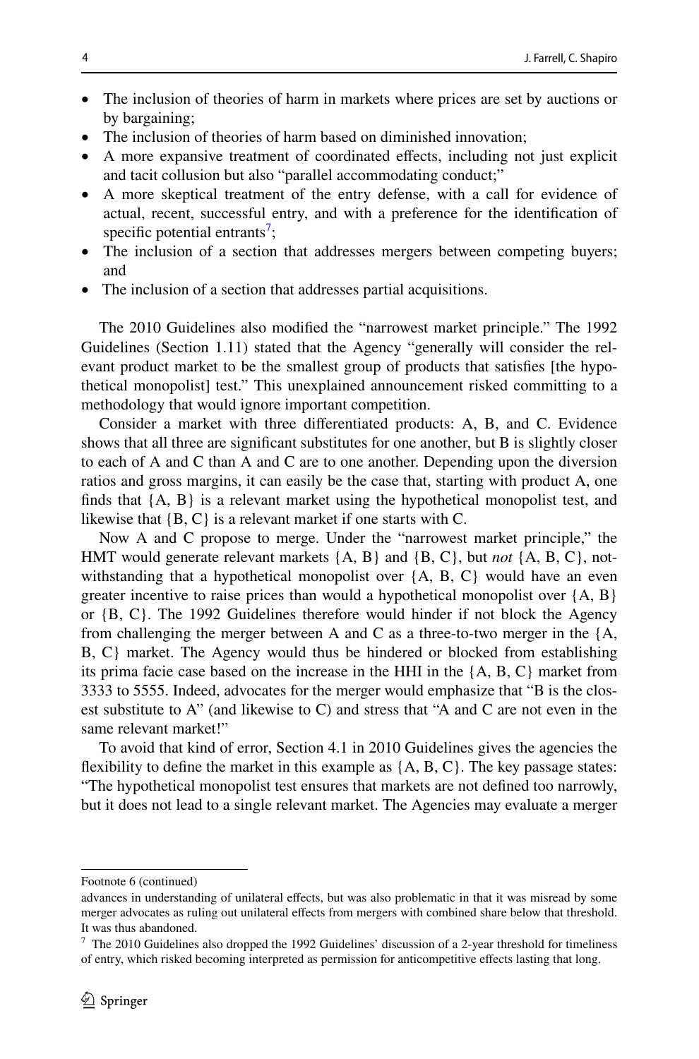- The inclusion of theories of harm in markets where prices are set by auctions or by bargaining;
- The inclusion of theories of harm based on diminished innovation;
- A more expansive treatment of coordinated effects, including not just explicit and tacit collusion but also "parallel accommodating conduct;"
- A more skeptical treatment of the entry defense, with a call for evidence of actual, recent, successful entry, and with a preference for the identification of specific potential entrants[7];
- The inclusion of a section that addresses mergers between competing buyers; and
- The inclusion of a section that addresses partial acquisitions.

The 2010 Guidelines also modified the "narrowest market principle." The 1992 Guidelines (Section 1.11) stated that the Agency "generally will consider the relevant product market to be the smallest group of products that satisfies [the hypothetical monopolist] test." This unexplained announcement risked committing to a methodology that would ignore important competition.

Consider a market with three differentiated products: A, B, and C. Evidence shows that all three are significant substitutes for one another, but B is slightly closer to each of A and C than A and C are to one another. Depending upon the diversion ratios and gross margins, it can easily be the case that, starting with product A, one finds that {A, B} is a relevant market using the hypothetical monopolist test, and likewise that {B, C} is a relevant market if one starts with C.

Now A and C propose to merge. Under the "narrowest market principle," the HMT would generate relevant markets {A, B} and {B, C}, but *not* {A, B, C}, notwithstanding that a hypothetical monopolist over {A, B, C} would have an even greater incentive to raise prices than would a hypothetical monopolist over {A, B} or {B, C}. The 1992 Guidelines therefore would hinder if not block the Agency from challenging the merger between A and C as a three-to-two merger in the {A, B, C} market. The Agency would thus be hindered or blocked from establishing its prima facie case based on the increase in the HHI in the {A, B, C} market from 3333 to 5555. Indeed, advocates for the merger would emphasize that "B is the closest substitute to A" (and likewise to C) and stress that "A and C are not even in the same relevant market!"

To avoid that kind of error, Section 4.1 in 2010 Guidelines gives the agencies the flexibility to define the market in this example as {A, B, C}. The key passage states: "The hypothetical monopolist test ensures that markets are not defined too narrowly, but it does not lead to a single relevant market. The Agencies may evaluate a merger

---

Footnote 6 (continued)

advances in understanding of unilateral effects, but was also problematic in that it was misread by some merger advocates as ruling out unilateral effects from mergers with combined share below that threshold. It was thus abandoned.

[7] The 2010 Guidelines also dropped the 1992 Guidelines' discussion of a 2-year threshold for timeliness of entry, which risked becoming interpreted as permission for anticompetitive effects lasting that long.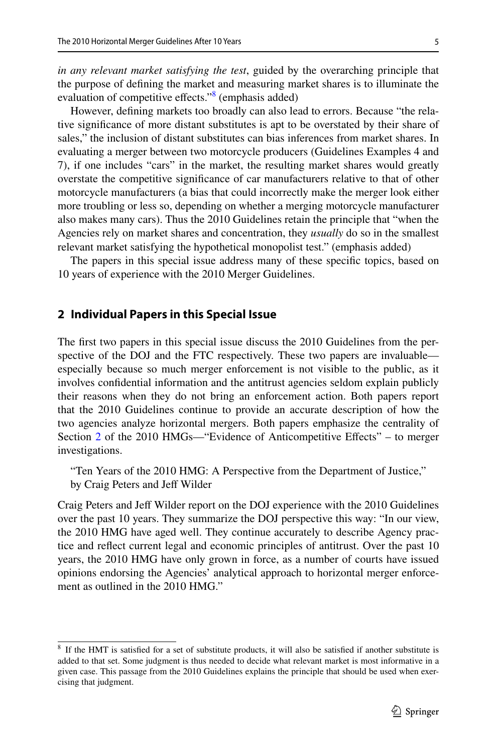*in any relevant market satisfying the test*, guided by the overarching principle that the purpose of defining the market and measuring market shares is to illuminate the evaluation of competitive effects."[8] (emphasis added)

However, defining markets too broadly can also lead to errors. Because "the relative significance of more distant substitutes is apt to be overstated by their share of sales," the inclusion of distant substitutes can bias inferences from market shares. In evaluating a merger between two motorcycle producers (Guidelines Examples 4 and 7), if one includes "cars" in the market, the resulting market shares would greatly overstate the competitive significance of car manufacturers relative to that of other motorcycle manufacturers (a bias that could incorrectly make the merger look either more troubling or less so, depending on whether a merging motorcycle manufacturer also makes many cars). Thus the 2010 Guidelines retain the principle that "when the Agencies rely on market shares and concentration, they *usually* do so in the smallest relevant market satisfying the hypothetical monopolist test." (emphasis added)

The papers in this special issue address many of these specific topics, based on 10 years of experience with the 2010 Merger Guidelines.

## 2 Individual Papers in this Special Issue

The first two papers in this special issue discuss the 2010 Guidelines from the perspective of the DOJ and the FTC respectively. These two papers are invaluable—especially because so much merger enforcement is not visible to the public, as it involves confidential information and the antitrust agencies seldom explain publicly their reasons when they do not bring an enforcement action. Both papers report that the 2010 Guidelines continue to provide an accurate description of how the two agencies analyze horizontal mergers. Both papers emphasize the centrality of Section 2 of the 2010 HMGs—"Evidence of Anticompetitive Effects" – to merger investigations.

"Ten Years of the 2010 HMG: A Perspective from the Department of Justice," by Craig Peters and Jeff Wilder

Craig Peters and Jeff Wilder report on the DOJ experience with the 2010 Guidelines over the past 10 years. They summarize the DOJ perspective this way: "In our view, the 2010 HMG have aged well. They continue accurately to describe Agency practice and reflect current legal and economic principles of antitrust. Over the past 10 years, the 2010 HMG have only grown in force, as a number of courts have issued opinions endorsing the Agencies' analytical approach to horizontal merger enforcement as outlined in the 2010 HMG."

---

[8] If the HMT is satisfied for a set of substitute products, it will also be satisfied if another substitute is added to that set. Some judgment is thus needed to decide what relevant market is most informative in a given case. This passage from the 2010 Guidelines explains the principle that should be used when exercising that judgment.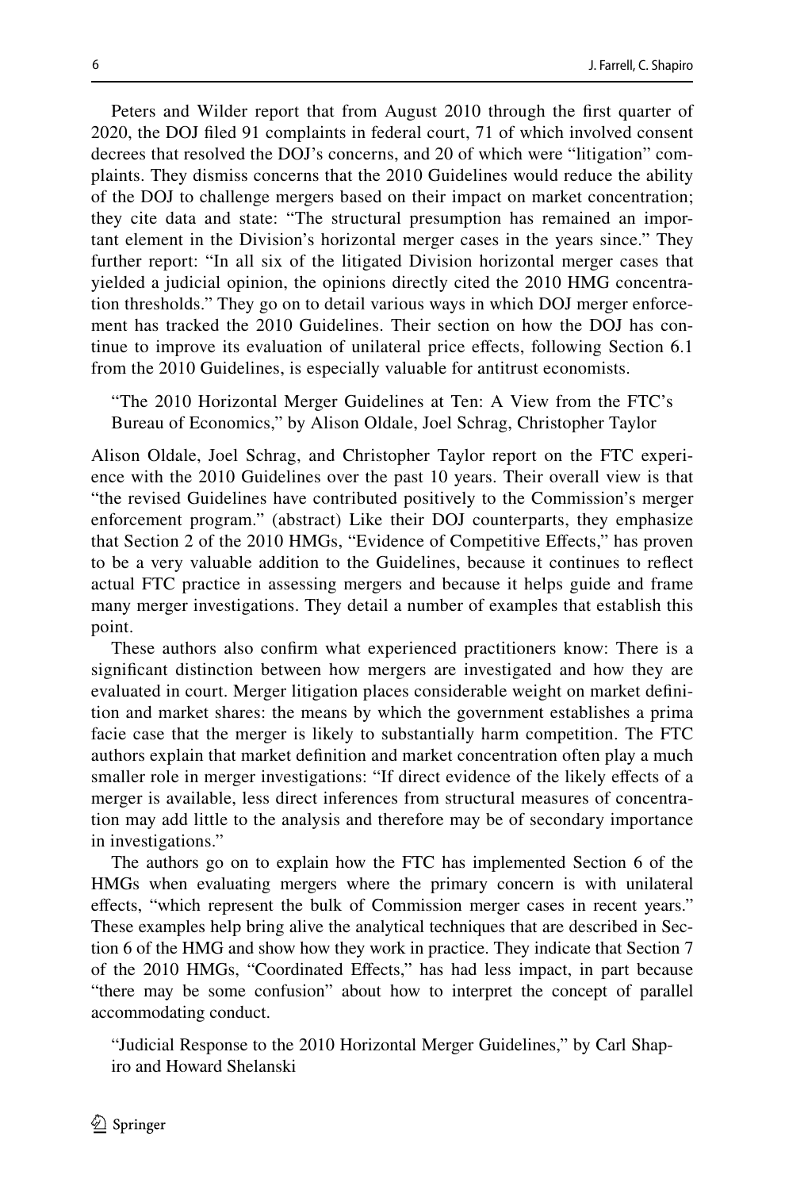Peters and Wilder report that from August 2010 through the first quarter of 2020, the DOJ filed 91 complaints in federal court, 71 of which involved consent decrees that resolved the DOJ's concerns, and 20 of which were "litigation" complaints. They dismiss concerns that the 2010 Guidelines would reduce the ability of the DOJ to challenge mergers based on their impact on market concentration; they cite data and state: "The structural presumption has remained an important element in the Division's horizontal merger cases in the years since." They further report: "In all six of the litigated Division horizontal merger cases that yielded a judicial opinion, the opinions directly cited the 2010 HMG concentration thresholds." They go on to detail various ways in which DOJ merger enforcement has tracked the 2010 Guidelines. Their section on how the DOJ has continue to improve its evaluation of unilateral price effects, following Section 6.1 from the 2010 Guidelines, is especially valuable for antitrust economists.

"The 2010 Horizontal Merger Guidelines at Ten: A View from the FTC's Bureau of Economics," by Alison Oldale, Joel Schrag, Christopher Taylor

Alison Oldale, Joel Schrag, and Christopher Taylor report on the FTC experience with the 2010 Guidelines over the past 10 years. Their overall view is that "the revised Guidelines have contributed positively to the Commission's merger enforcement program." (abstract) Like their DOJ counterparts, they emphasize that Section 2 of the 2010 HMGs, "Evidence of Competitive Effects," has proven to be a very valuable addition to the Guidelines, because it continues to reflect actual FTC practice in assessing mergers and because it helps guide and frame many merger investigations. They detail a number of examples that establish this point.

These authors also confirm what experienced practitioners know: There is a significant distinction between how mergers are investigated and how they are evaluated in court. Merger litigation places considerable weight on market definition and market shares: the means by which the government establishes a prima facie case that the merger is likely to substantially harm competition. The FTC authors explain that market definition and market concentration often play a much smaller role in merger investigations: "If direct evidence of the likely effects of a merger is available, less direct inferences from structural measures of concentration may add little to the analysis and therefore may be of secondary importance in investigations."

The authors go on to explain how the FTC has implemented Section 6 of the HMGs when evaluating mergers where the primary concern is with unilateral effects, "which represent the bulk of Commission merger cases in recent years." These examples help bring alive the analytical techniques that are described in Section 6 of the HMG and show how they work in practice. They indicate that Section 7 of the 2010 HMGs, "Coordinated Effects," has had less impact, in part because "there may be some confusion" about how to interpret the concept of parallel accommodating conduct.

"Judicial Response to the 2010 Horizontal Merger Guidelines," by Carl Shapiro and Howard Shelanski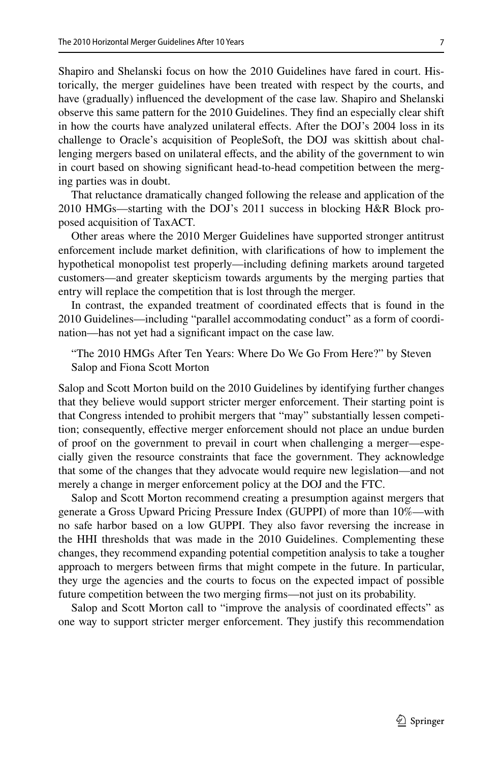Shapiro and Shelanski focus on how the 2010 Guidelines have fared in court. Historically, the merger guidelines have been treated with respect by the courts, and have (gradually) influenced the development of the case law. Shapiro and Shelanski observe this same pattern for the 2010 Guidelines. They find an especially clear shift in how the courts have analyzed unilateral effects. After the DOJ's 2004 loss in its challenge to Oracle's acquisition of PeopleSoft, the DOJ was skittish about challenging mergers based on unilateral effects, and the ability of the government to win in court based on showing significant head-to-head competition between the merging parties was in doubt.

That reluctance dramatically changed following the release and application of the 2010 HMGs—starting with the DOJ's 2011 success in blocking H&R Block proposed acquisition of TaxACT.

Other areas where the 2010 Merger Guidelines have supported stronger antitrust enforcement include market definition, with clarifications of how to implement the hypothetical monopolist test properly—including defining markets around targeted customers—and greater skepticism towards arguments by the merging parties that entry will replace the competition that is lost through the merger.

In contrast, the expanded treatment of coordinated effects that is found in the 2010 Guidelines—including "parallel accommodating conduct" as a form of coordination—has not yet had a significant impact on the case law.

"The 2010 HMGs After Ten Years: Where Do We Go From Here?" by Steven Salop and Fiona Scott Morton

Salop and Scott Morton build on the 2010 Guidelines by identifying further changes that they believe would support stricter merger enforcement. Their starting point is that Congress intended to prohibit mergers that "may" substantially lessen competition; consequently, effective merger enforcement should not place an undue burden of proof on the government to prevail in court when challenging a merger—especially given the resource constraints that face the government. They acknowledge that some of the changes that they advocate would require new legislation—and not merely a change in merger enforcement policy at the DOJ and the FTC.

Salop and Scott Morton recommend creating a presumption against mergers that generate a Gross Upward Pricing Pressure Index (GUPPI) of more than 10%—with no safe harbor based on a low GUPPI. They also favor reversing the increase in the HHI thresholds that was made in the 2010 Guidelines. Complementing these changes, they recommend expanding potential competition analysis to take a tougher approach to mergers between firms that might compete in the future. In particular, they urge the agencies and the courts to focus on the expected impact of possible future competition between the two merging firms—not just on its probability.

Salop and Scott Morton call to "improve the analysis of coordinated effects" as one way to support stricter merger enforcement. They justify this recommendation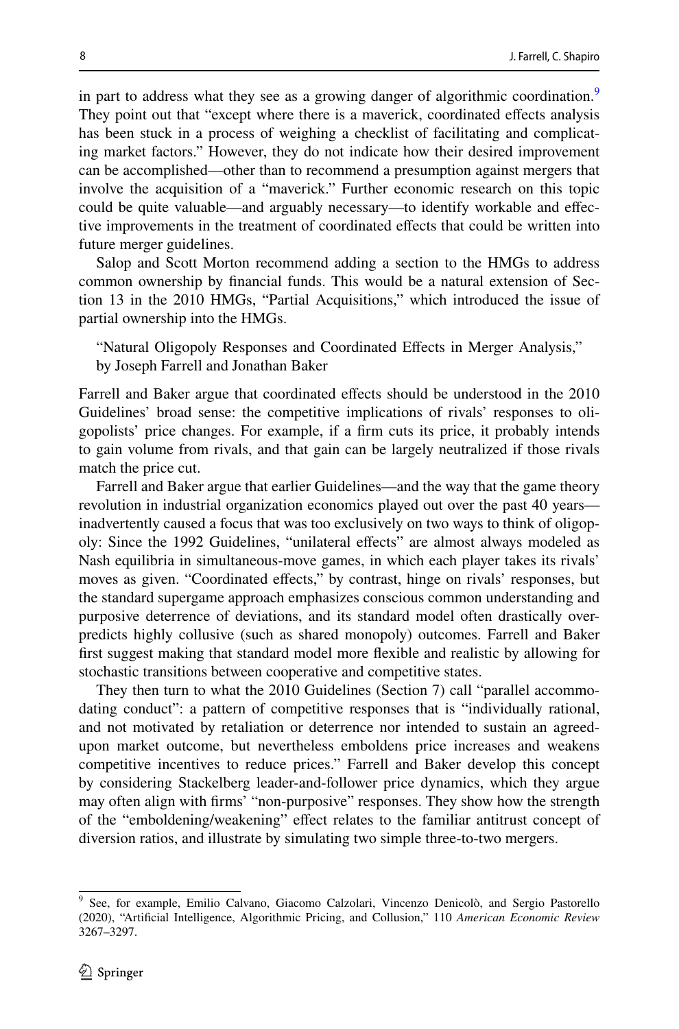in part to address what they see as a growing danger of algorithmic coordination.[9] They point out that "except where there is a maverick, coordinated effects analysis has been stuck in a process of weighing a checklist of facilitating and complicating market factors." However, they do not indicate how their desired improvement can be accomplished—other than to recommend a presumption against mergers that involve the acquisition of a "maverick." Further economic research on this topic could be quite valuable—and arguably necessary—to identify workable and effective improvements in the treatment of coordinated effects that could be written into future merger guidelines.

Salop and Scott Morton recommend adding a section to the HMGs to address common ownership by financial funds. This would be a natural extension of Section 13 in the 2010 HMGs, "Partial Acquisitions," which introduced the issue of partial ownership into the HMGs.

"Natural Oligopoly Responses and Coordinated Effects in Merger Analysis," by Joseph Farrell and Jonathan Baker

Farrell and Baker argue that coordinated effects should be understood in the 2010 Guidelines' broad sense: the competitive implications of rivals' responses to oligopolists' price changes. For example, if a firm cuts its price, it probably intends to gain volume from rivals, and that gain can be largely neutralized if those rivals match the price cut.

Farrell and Baker argue that earlier Guidelines—and the way that the game theory revolution in industrial organization economics played out over the past 40 years—inadvertently caused a focus that was too exclusively on two ways to think of oligopoly: Since the 1992 Guidelines, "unilateral effects" are almost always modeled as Nash equilibria in simultaneous-move games, in which each player takes its rivals' moves as given. "Coordinated effects," by contrast, hinge on rivals' responses, but the standard supergame approach emphasizes conscious common understanding and purposive deterrence of deviations, and its standard model often drastically over-predicts highly collusive (such as shared monopoly) outcomes. Farrell and Baker first suggest making that standard model more flexible and realistic by allowing for stochastic transitions between cooperative and competitive states.

They then turn to what the 2010 Guidelines (Section 7) call "parallel accommodating conduct": a pattern of competitive responses that is "individually rational, and not motivated by retaliation or deterrence nor intended to sustain an agreed-upon market outcome, but nevertheless emboldens price increases and weakens competitive incentives to reduce prices." Farrell and Baker develop this concept by considering Stackelberg leader-and-follower price dynamics, which they argue may often align with firms' "non-purposive" responses. They show how the strength of the "emboldening/weakening" effect relates to the familiar antitrust concept of diversion ratios, and illustrate by simulating two simple three-to-two mergers.

[9] See, for example, Emilio Calvano, Giacomo Calzolari, Vincenzo Denicolò, and Sergio Pastorello (2020), "Artificial Intelligence, Algorithmic Pricing, and Collusion," 110 *American Economic Review* 3267–3297.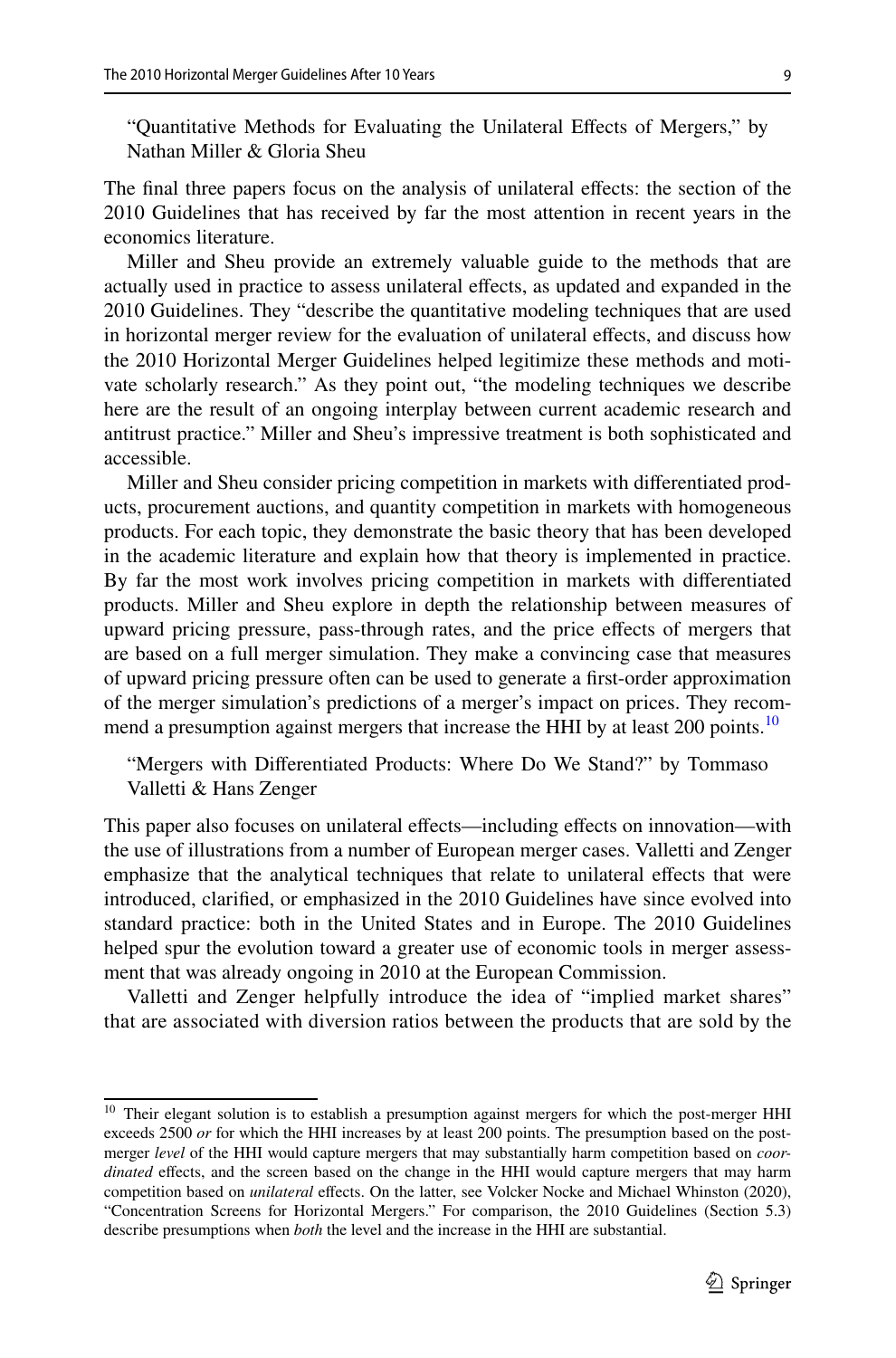"Quantitative Methods for Evaluating the Unilateral Effects of Mergers," by Nathan Miller & Gloria Sheu

The final three papers focus on the analysis of unilateral effects: the section of the 2010 Guidelines that has received by far the most attention in recent years in the economics literature.

Miller and Sheu provide an extremely valuable guide to the methods that are actually used in practice to assess unilateral effects, as updated and expanded in the 2010 Guidelines. They "describe the quantitative modeling techniques that are used in horizontal merger review for the evaluation of unilateral effects, and discuss how the 2010 Horizontal Merger Guidelines helped legitimize these methods and motivate scholarly research." As they point out, "the modeling techniques we describe here are the result of an ongoing interplay between current academic research and antitrust practice." Miller and Sheu's impressive treatment is both sophisticated and accessible.

Miller and Sheu consider pricing competition in markets with differentiated products, procurement auctions, and quantity competition in markets with homogeneous products. For each topic, they demonstrate the basic theory that has been developed in the academic literature and explain how that theory is implemented in practice. By far the most work involves pricing competition in markets with differentiated products. Miller and Sheu explore in depth the relationship between measures of upward pricing pressure, pass-through rates, and the price effects of mergers that are based on a full merger simulation. They make a convincing case that measures of upward pricing pressure often can be used to generate a first-order approximation of the merger simulation's predictions of a merger's impact on prices. They recommend a presumption against mergers that increase the HHI by at least 200 points.[10]

"Mergers with Differentiated Products: Where Do We Stand?" by Tommaso Valletti & Hans Zenger

This paper also focuses on unilateral effects—including effects on innovation—with the use of illustrations from a number of European merger cases. Valletti and Zenger emphasize that the analytical techniques that relate to unilateral effects that were introduced, clarified, or emphasized in the 2010 Guidelines have since evolved into standard practice: both in the United States and in Europe. The 2010 Guidelines helped spur the evolution toward a greater use of economic tools in merger assessment that was already ongoing in 2010 at the European Commission.

Valletti and Zenger helpfully introduce the idea of "implied market shares" that are associated with diversion ratios between the products that are sold by the

---

[10] Their elegant solution is to establish a presumption against mergers for which the post-merger HHI exceeds 2500 *or* for which the HHI increases by at least 200 points. The presumption based on the post-merger *level* of the HHI would capture mergers that may substantially harm competition based on *coordinated* effects, and the screen based on the change in the HHI would capture mergers that may harm competition based on *unilateral* effects. On the latter, see Volcker Nocke and Michael Whinston (2020), "Concentration Screens for Horizontal Mergers." For comparison, the 2010 Guidelines (Section 5.3) describe presumptions when *both* the level and the increase in the HHI are substantial.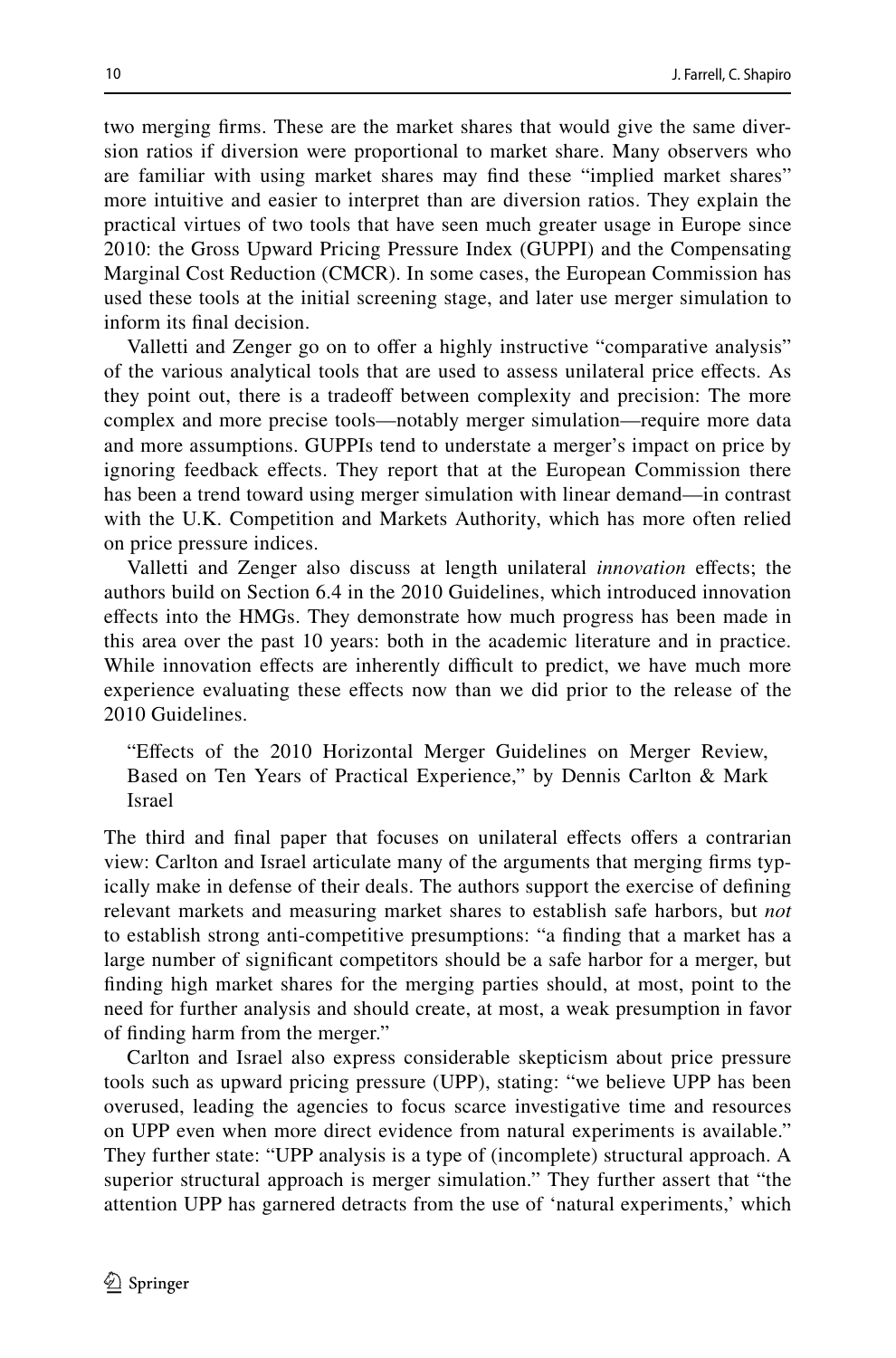two merging firms. These are the market shares that would give the same diversion ratios if diversion were proportional to market share. Many observers who are familiar with using market shares may find these "implied market shares" more intuitive and easier to interpret than are diversion ratios. They explain the practical virtues of two tools that have seen much greater usage in Europe since 2010: the Gross Upward Pricing Pressure Index (GUPPI) and the Compensating Marginal Cost Reduction (CMCR). In some cases, the European Commission has used these tools at the initial screening stage, and later use merger simulation to inform its final decision.

Valletti and Zenger go on to offer a highly instructive "comparative analysis" of the various analytical tools that are used to assess unilateral price effects. As they point out, there is a tradeoff between complexity and precision: The more complex and more precise tools—notably merger simulation—require more data and more assumptions. GUPPIs tend to understate a merger's impact on price by ignoring feedback effects. They report that at the European Commission there has been a trend toward using merger simulation with linear demand—in contrast with the U.K. Competition and Markets Authority, which has more often relied on price pressure indices.

Valletti and Zenger also discuss at length unilateral *innovation* effects; the authors build on Section 6.4 in the 2010 Guidelines, which introduced innovation effects into the HMGs. They demonstrate how much progress has been made in this area over the past 10 years: both in the academic literature and in practice. While innovation effects are inherently difficult to predict, we have much more experience evaluating these effects now than we did prior to the release of the 2010 Guidelines.

"Effects of the 2010 Horizontal Merger Guidelines on Merger Review, Based on Ten Years of Practical Experience," by Dennis Carlton & Mark Israel

The third and final paper that focuses on unilateral effects offers a contrarian view: Carlton and Israel articulate many of the arguments that merging firms typically make in defense of their deals. The authors support the exercise of defining relevant markets and measuring market shares to establish safe harbors, but *not* to establish strong anti-competitive presumptions: "a finding that a market has a large number of significant competitors should be a safe harbor for a merger, but finding high market shares for the merging parties should, at most, point to the need for further analysis and should create, at most, a weak presumption in favor of finding harm from the merger."

Carlton and Israel also express considerable skepticism about price pressure tools such as upward pricing pressure (UPP), stating: "we believe UPP has been overused, leading the agencies to focus scarce investigative time and resources on UPP even when more direct evidence from natural experiments is available." They further state: "UPP analysis is a type of (incomplete) structural approach. A superior structural approach is merger simulation." They further assert that "the attention UPP has garnered detracts from the use of 'natural experiments,' which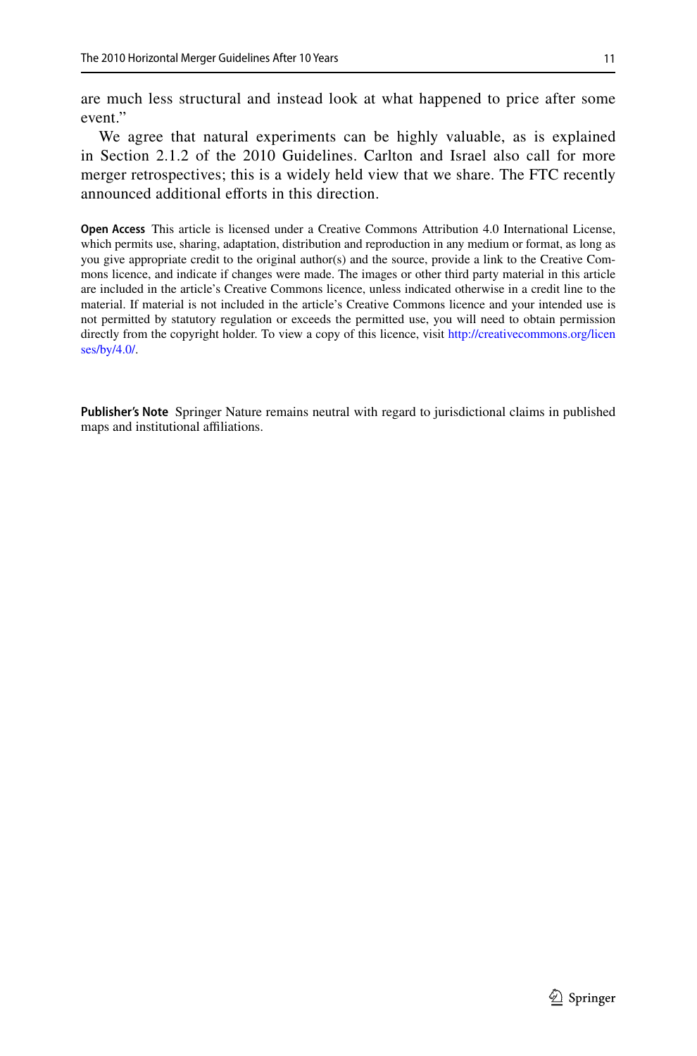are much less structural and instead look at what happened to price after some event."

We agree that natural experiments can be highly valuable, as is explained in Section 2.1.2 of the 2010 Guidelines. Carlton and Israel also call for more merger retrospectives; this is a widely held view that we share. The FTC recently announced additional efforts in this direction.

**Open Access** This article is licensed under a Creative Commons Attribution 4.0 International License, which permits use, sharing, adaptation, distribution and reproduction in any medium or format, as long as you give appropriate credit to the original author(s) and the source, provide a link to the Creative Commons licence, and indicate if changes were made. The images or other third party material in this article are included in the article's Creative Commons licence, unless indicated otherwise in a credit line to the material. If material is not included in the article's Creative Commons licence and your intended use is not permitted by statutory regulation or exceeds the permitted use, you will need to obtain permission directly from the copyright holder. To view a copy of this licence, visit http://creativecommons.org/licenses/by/4.0/.

**Publisher's Note** Springer Nature remains neutral with regard to jurisdictional claims in published maps and institutional affiliations.